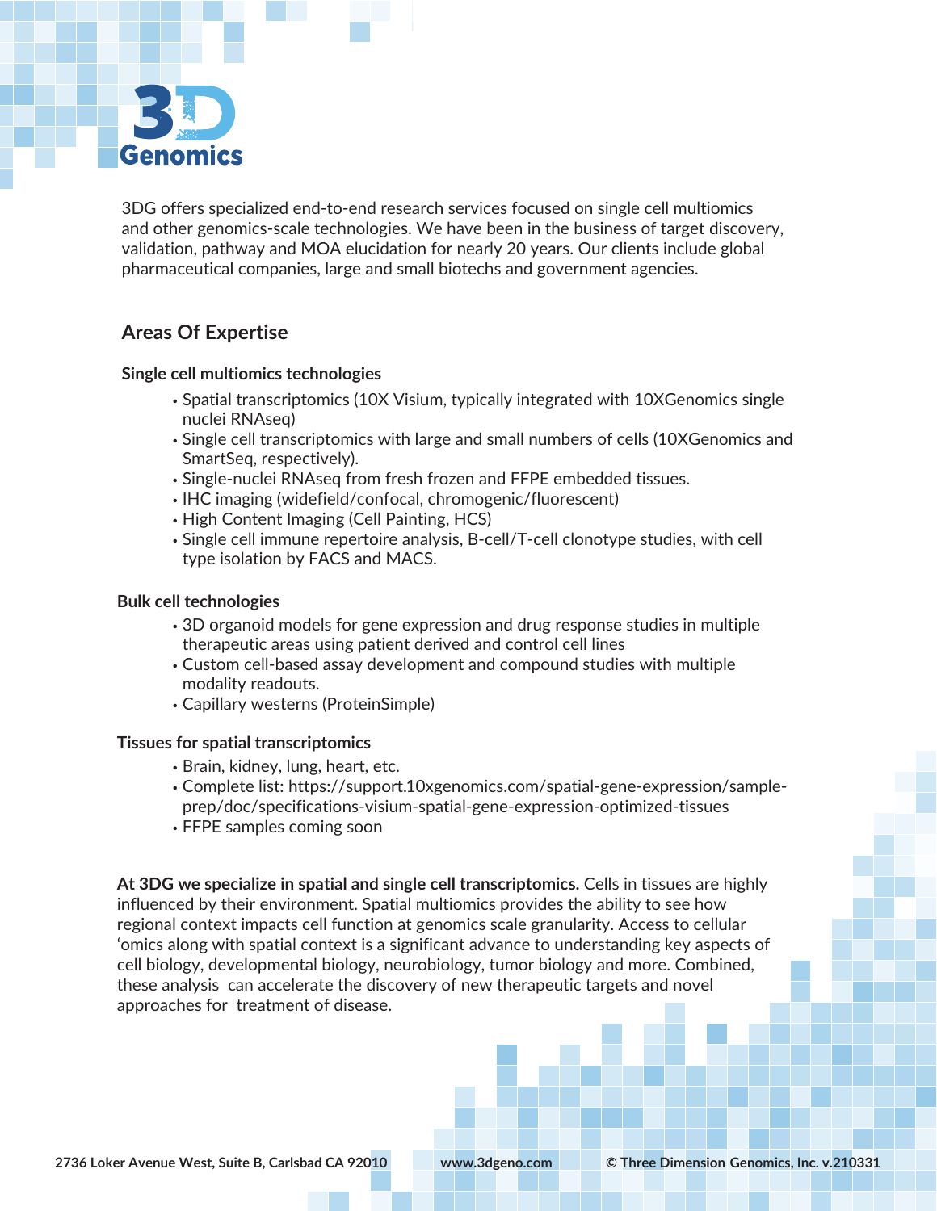# 3D Genomics

3DG offers specialized end-to-end research services focused on single cell multiomics and other genomics-scale technologies. We have been in the business of target discovery, validation, pathway and MOA elucidation for nearly 20 years. Our clients include global pharmaceutical companies, large and small biotechs and government agencies.

## Areas Of Expertise

### Single cell multiomics technologies

- Spatial transcriptomics (10X Visium, typically integrated with 10XGenomics single nuclei RNAseq)
- Single cell transcriptomics with large and small numbers of cells (10XGenomics and SmartSeq, respectively).
- Single-nuclei RNAseq from fresh frozen and FFPE embedded tissues.
- IHC imaging (widefield/confocal, chromogenic/fluorescent)
- High Content Imaging (Cell Painting, HCS)
- Single cell immune repertoire analysis, B-cell/T-cell clonotype studies, with cell type isolation by FACS and MACS.

### Bulk cell technologies

- 3D organoid models for gene expression and drug response studies in multiple therapeutic areas using patient derived and control cell lines
- Custom cell-based assay development and compound studies with multiple modality readouts.
- Capillary westerns (ProteinSimple)

### Tissues for spatial transcriptomics

- Brain, kidney, lung, heart, etc.
- Complete list: https://support.10xgenomics.com/spatial-gene-expression/sample-prep/doc/specifications-visium-spatial-gene-expression-optimized-tissues
- FFPE samples coming soon

**At 3DG we specialize in spatial and single cell transcriptomics.** Cells in tissues are highly influenced by their environment. Spatial multiomics provides the ability to see how regional context impacts cell function at genomics scale granularity. Access to cellular 'omics along with spatial context is a significant advance to understanding key aspects of cell biology, developmental biology, neurobiology, tumor biology and more. Combined, these analysis can accelerate the discovery of new therapeutic targets and novel approaches for treatment of disease.

**2736 Loker Avenue West, Suite B, Carlsbad CA 92010** **www.3dgeno.com** **© Three Dimension Genomics, Inc. v.210331**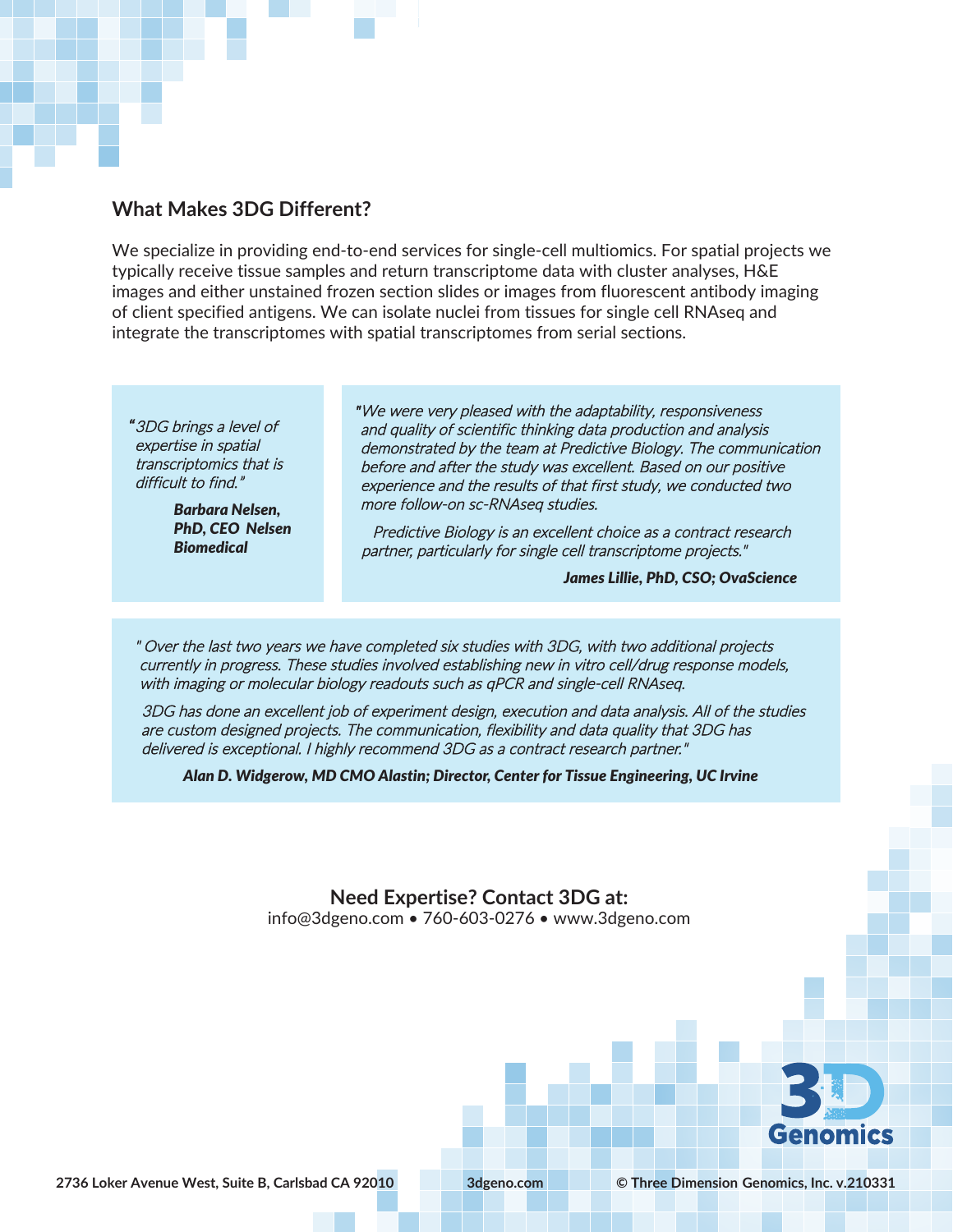## What Makes 3DG Different?

We specialize in providing end-to-end services for single-cell multiomics. For spatial projects we typically receive tissue samples and return transcriptome data with cluster analyses, H&E images and either unstained frozen section slides or images from fluorescent antibody imaging of client specified antigens. We can isolate nuclei from tissues for single cell RNAseq and integrate the transcriptomes with spatial transcriptomes from serial sections.

*"3DG brings a level of expertise in spatial transcriptomics that is difficult to find."*

***Barbara Nelsen, PhD, CEO Nelsen Biomedical***

*"We were very pleased with the adaptability, responsiveness and quality of scientific thinking data production and analysis demonstrated by the team at Predictive Biology. The communication before and after the study was excellent. Based on our positive experience and the results of that first study, we conducted two more follow-on sc-RNAseq studies.*

*Predictive Biology is an excellent choice as a contract research partner, particularly for single cell transcriptome projects."*

***James Lillie, PhD, CSO; OvaScience***

*" Over the last two years we have completed six studies with 3DG, with two additional projects currently in progress. These studies involved establishing new in vitro cell/drug response models, with imaging or molecular biology readouts such as qPCR and single-cell RNAseq.*

*3DG has done an excellent job of experiment design, execution and data analysis. All of the studies are custom designed projects. The communication, flexibility and data quality that 3DG has delivered is exceptional. I highly recommend 3DG as a contract research partner."*

***Alan D. Widgerow, MD CMO Alastin; Director, Center for Tissue Engineering, UC Irvine***

**Need Expertise? Contact 3DG at:**
info@3dgeno.com • 760-603-0276 • www.3dgeno.com

3D Genomics

**2736 Loker Avenue West, Suite B, Carlsbad CA 92010** **3dgeno.com** **© Three Dimension Genomics, Inc. v.210331**